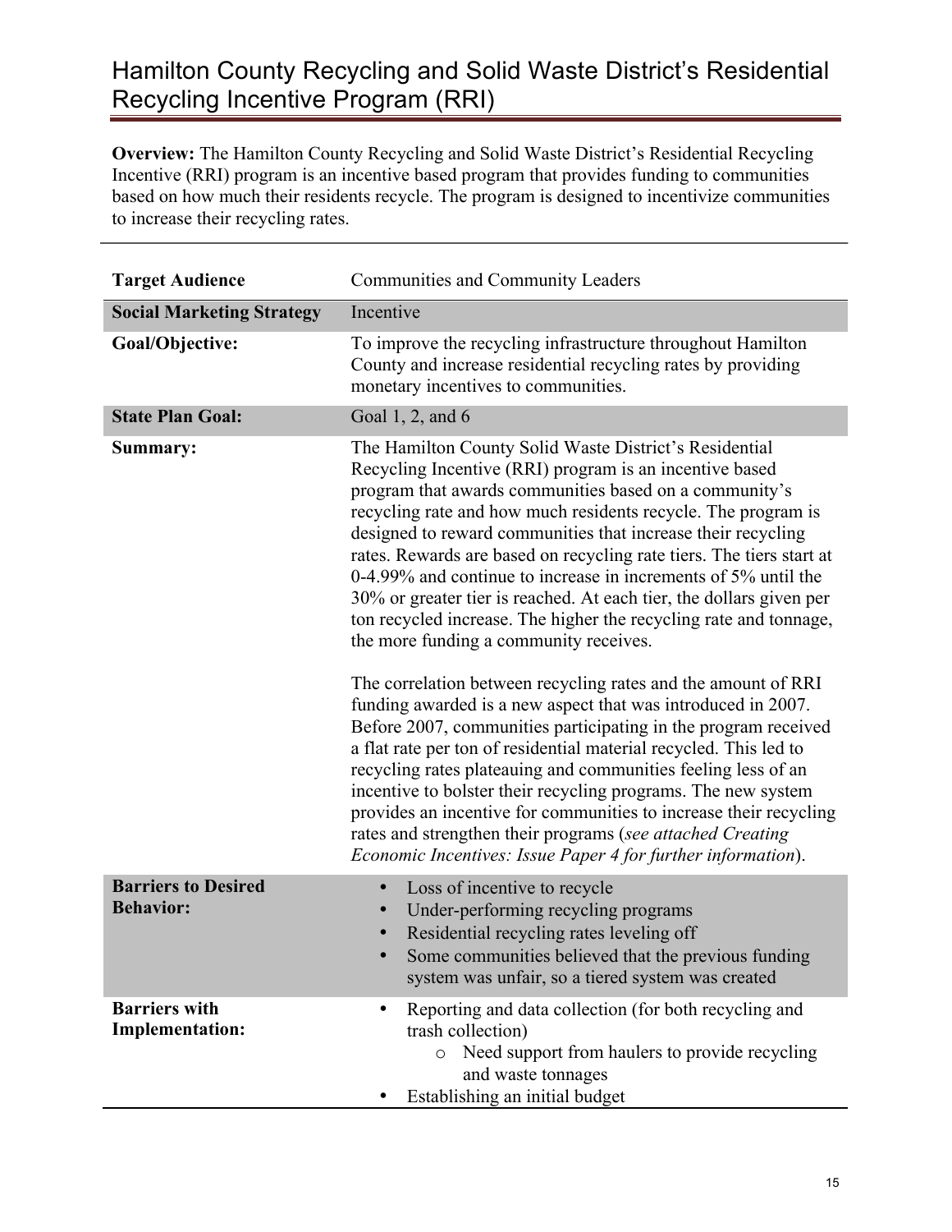# Hamilton County Recycling and Solid Waste District's Residential Recycling Incentive Program (RRI)

**Overview:** The Hamilton County Recycling and Solid Waste District's Residential Recycling Incentive (RRI) program is an incentive based program that provides funding to communities based on how much their residents recycle. The program is designed to incentivize communities to increase their recycling rates.

| | |
|---|---|
| **Target Audience** | Communities and Community Leaders |
| **Social Marketing Strategy** | Incentive |
| **Goal/Objective:** | To improve the recycling infrastructure throughout Hamilton County and increase residential recycling rates by providing monetary incentives to communities. |
| **State Plan Goal:** | Goal 1, 2, and 6 |
| **Summary:** | The Hamilton County Solid Waste District's Residential Recycling Incentive (RRI) program is an incentive based program that awards communities based on a community's recycling rate and how much residents recycle. The program is designed to reward communities that increase their recycling rates. Rewards are based on recycling rate tiers. The tiers start at 0-4.99% and continue to increase in increments of 5% until the 30% or greater tier is reached. At each tier, the dollars given per ton recycled increase. The higher the recycling rate and tonnage, the more funding a community receives.<br><br>The correlation between recycling rates and the amount of RRI funding awarded is a new aspect that was introduced in 2007. Before 2007, communities participating in the program received a flat rate per ton of residential material recycled. This led to recycling rates plateauing and communities feeling less of an incentive to bolster their recycling programs. The new system provides an incentive for communities to increase their recycling rates and strengthen their programs (*see attached Creating Economic Incentives: Issue Paper 4 for further information*). |
| **Barriers to Desired Behavior:** | • Loss of incentive to recycle<br>• Under-performing recycling programs<br>• Residential recycling rates leveling off<br>• Some communities believed that the previous funding system was unfair, so a tiered system was created |
| **Barriers with Implementation:** | • Reporting and data collection (for both recycling and trash collection)<br>&nbsp;&nbsp;&nbsp;&nbsp;o Need support from haulers to provide recycling and waste tonnages<br>• Establishing an initial budget |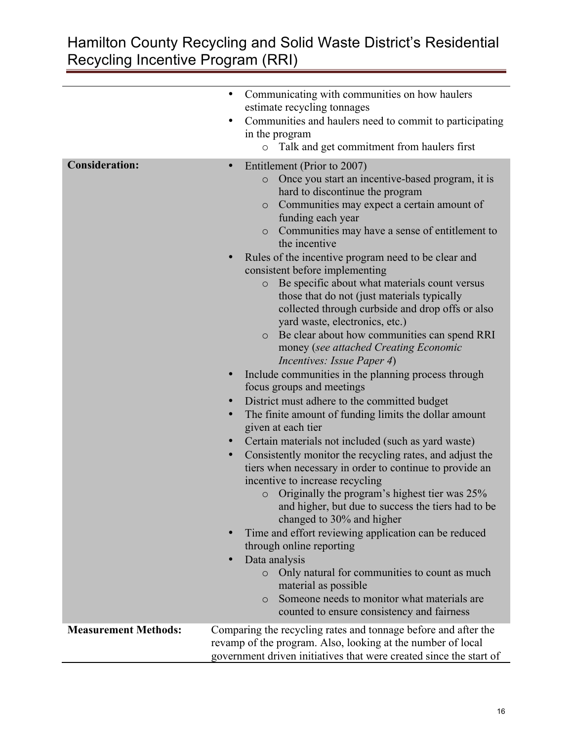| | |
|---|---|
| | • Communicating with communities on how haulers estimate recycling tonnages<br>• Communities and haulers need to commit to participating in the program<br>  o Talk and get commitment from haulers first |
| **Consideration:** | • Entitlement (Prior to 2007)<br>  o Once you start an incentive-based program, it is hard to discontinue the program<br>  o Communities may expect a certain amount of funding each year<br>  o Communities may have a sense of entitlement to the incentive<br>• Rules of the incentive program need to be clear and consistent before implementing<br>  o Be specific about what materials count versus those that do not (just materials typically collected through curbside and drop offs or also yard waste, electronics, etc.)<br>  o Be clear about how communities can spend RRI money (*see attached Creating Economic Incentives: Issue Paper 4*)<br>• Include communities in the planning process through focus groups and meetings<br>• District must adhere to the committed budget<br>• The finite amount of funding limits the dollar amount given at each tier<br>• Certain materials not included (such as yard waste)<br>• Consistently monitor the recycling rates, and adjust the tiers when necessary in order to continue to provide an incentive to increase recycling<br>  o Originally the program's highest tier was 25% and higher, but due to success the tiers had to be changed to 30% and higher<br>• Time and effort reviewing application can be reduced through online reporting<br>• Data analysis<br>  o Only natural for communities to count as much material as possible<br>  o Someone needs to monitor what materials are counted to ensure consistency and fairness |
| **Measurement Methods:** | Comparing the recycling rates and tonnage before and after the revamp of the program. Also, looking at the number of local government driven initiatives that were created since the start of |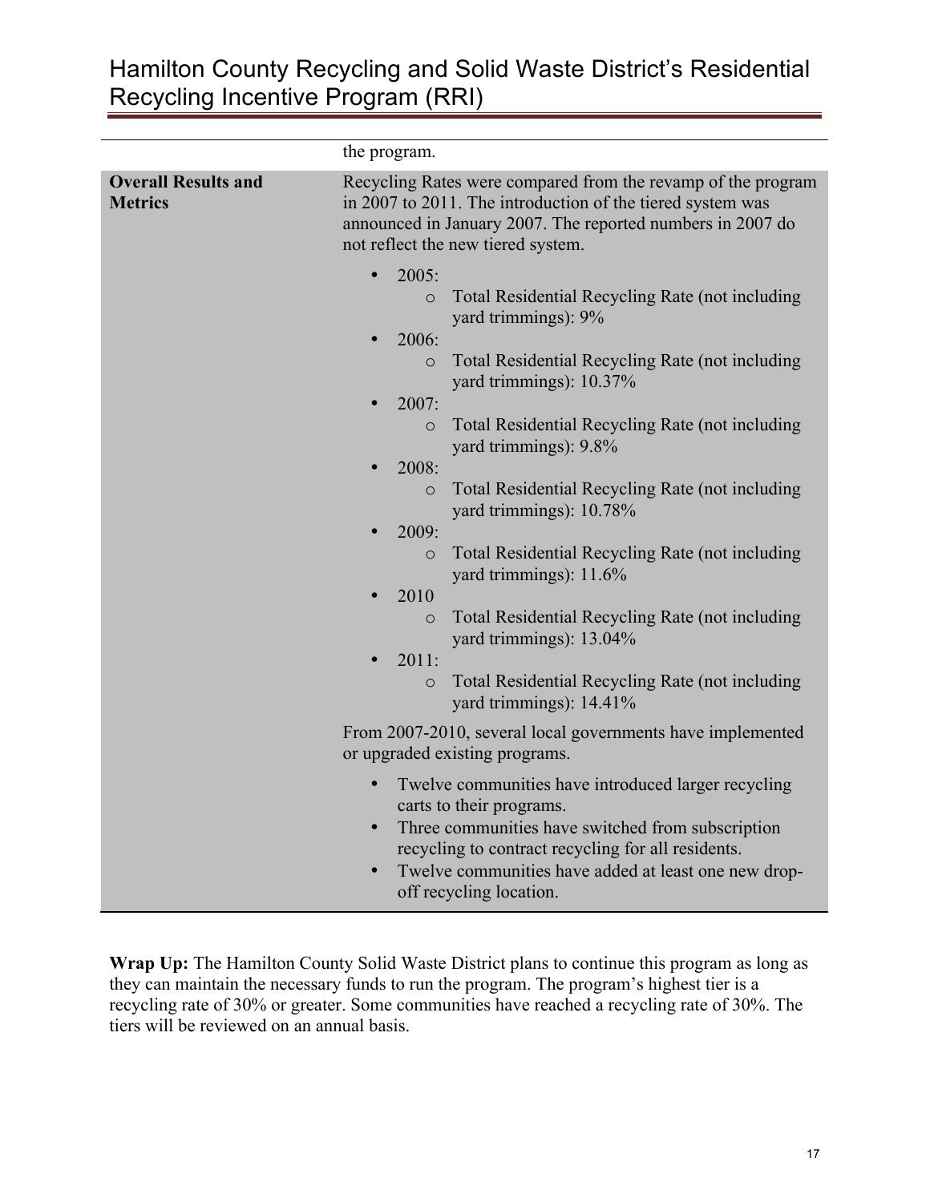| | |
|---|---|
| | the program. |
| **Overall Results and Metrics** | Recycling Rates were compared from the revamp of the program in 2007 to 2011. The introduction of the tiered system was announced in January 2007. The reported numbers in 2007 do not reflect the new tiered system.<br><br>• 2005:<br>  o Total Residential Recycling Rate (not including yard trimmings): 9%<br>• 2006:<br>  o Total Residential Recycling Rate (not including yard trimmings): 10.37%<br>• 2007:<br>  o Total Residential Recycling Rate (not including yard trimmings): 9.8%<br>• 2008:<br>  o Total Residential Recycling Rate (not including yard trimmings): 10.78%<br>• 2009:<br>  o Total Residential Recycling Rate (not including yard trimmings): 11.6%<br>• 2010<br>  o Total Residential Recycling Rate (not including yard trimmings): 13.04%<br>• 2011:<br>  o Total Residential Recycling Rate (not including yard trimmings): 14.41%<br><br>From 2007-2010, several local governments have implemented or upgraded existing programs.<br><br>• Twelve communities have introduced larger recycling carts to their programs.<br>• Three communities have switched from subscription recycling to contract recycling for all residents.<br>• Twelve communities have added at least one new drop-off recycling location. |

**Wrap Up:** The Hamilton County Solid Waste District plans to continue this program as long as they can maintain the necessary funds to run the program. The program's highest tier is a recycling rate of 30% or greater. Some communities have reached a recycling rate of 30%. The tiers will be reviewed on an annual basis.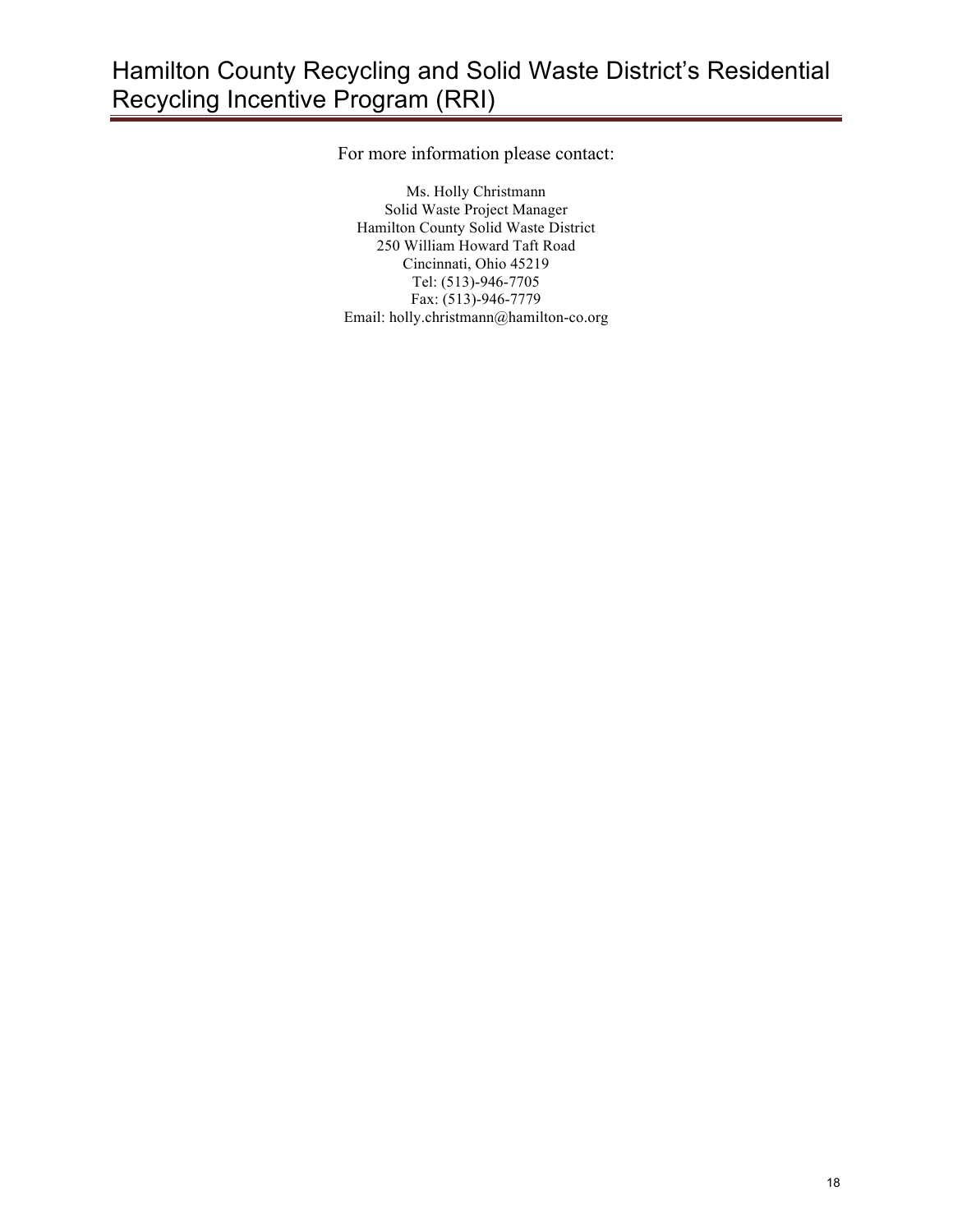# Hamilton County Recycling and Solid Waste District's Residential Recycling Incentive Program (RRI)

For more information please contact:

Ms. Holly Christmann
Solid Waste Project Manager
Hamilton County Solid Waste District
250 William Howard Taft Road
Cincinnati, Ohio 45219
Tel: (513)-946-7705
Fax: (513)-946-7779
Email: holly.christmann@hamilton-co.org